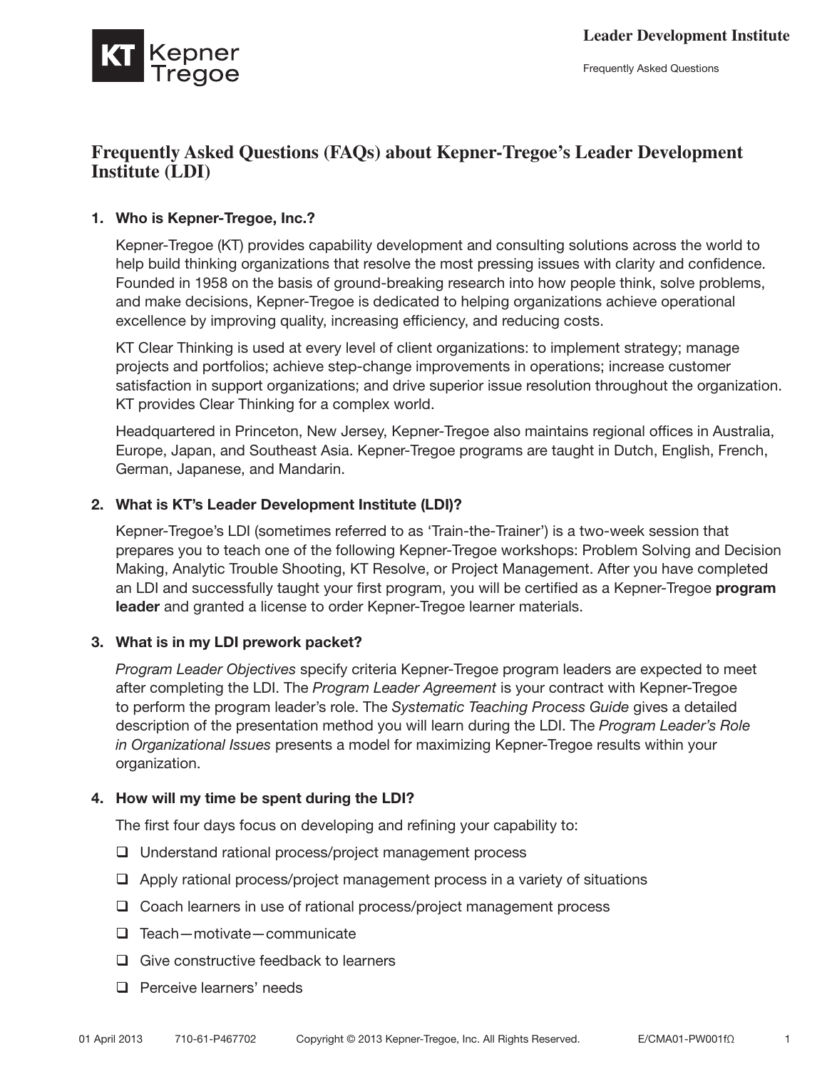# Frequently Asked Questions (FAQs) about Kepner-Tregoe's Leader Development Institute (LDI)

## 1. Who is Kepner-Tregoe, Inc.?

Kepner-Tregoe (KT) provides capability development and consulting solutions across the world to help build thinking organizations that resolve the most pressing issues with clarity and confidence. Founded in 1958 on the basis of ground-breaking research into how people think, solve problems, and make decisions, Kepner-Tregoe is dedicated to helping organizations achieve operational excellence by improving quality, increasing efficiency, and reducing costs.

KT Clear Thinking is used at every level of client organizations: to implement strategy; manage projects and portfolios; achieve step-change improvements in operations; increase customer satisfaction in support organizations; and drive superior issue resolution throughout the organization. KT provides Clear Thinking for a complex world.

Headquartered in Princeton, New Jersey, Kepner-Tregoe also maintains regional offices in Australia, Europe, Japan, and Southeast Asia. Kepner-Tregoe programs are taught in Dutch, English, French, German, Japanese, and Mandarin.

## 2. What is KT's Leader Development Institute (LDI)?

Kepner-Tregoe's LDI (sometimes referred to as 'Train-the-Trainer') is a two-week session that prepares you to teach one of the following Kepner-Tregoe workshops: Problem Solving and Decision Making, Analytic Trouble Shooting, KT Resolve, or Project Management. After you have completed an LDI and successfully taught your first program, you will be certified as a Kepner-Tregoe **program leader** and granted a license to order Kepner-Tregoe learner materials.

## 3. What is in my LDI prework packet?

*Program Leader Objectives* specify criteria Kepner-Tregoe program leaders are expected to meet after completing the LDI. The *Program Leader Agreement* is your contract with Kepner-Tregoe to perform the program leader's role. The *Systematic Teaching Process Guide* gives a detailed description of the presentation method you will learn during the LDI. The *Program Leader's Role in Organizational Issues* presents a model for maximizing Kepner-Tregoe results within your organization.

## 4. How will my time be spent during the LDI?

The first four days focus on developing and refining your capability to:

- ❑ Understand rational process/project management process
- ❑ Apply rational process/project management process in a variety of situations
- ❑ Coach learners in use of rational process/project management process
- ❑ Teach—motivate—communicate
- ❑ Give constructive feedback to learners
- ❑ Perceive learners' needs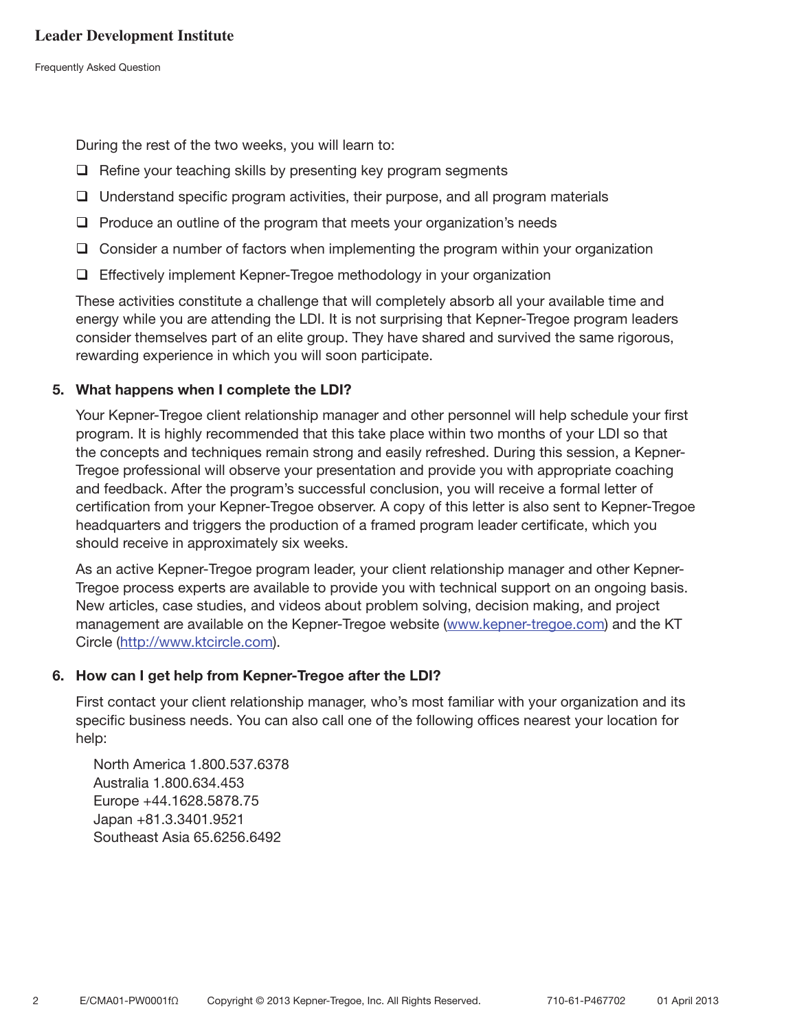During the rest of the two weeks, you will learn to:

- ❑ Refine your teaching skills by presenting key program segments
- ❑ Understand specific program activities, their purpose, and all program materials
- ❑ Produce an outline of the program that meets your organization's needs
- ❑ Consider a number of factors when implementing the program within your organization
- ❑ Effectively implement Kepner-Tregoe methodology in your organization

These activities constitute a challenge that will completely absorb all your available time and energy while you are attending the LDI. It is not surprising that Kepner-Tregoe program leaders consider themselves part of an elite group. They have shared and survived the same rigorous, rewarding experience in which you will soon participate.

**5. What happens when I complete the LDI?**

Your Kepner-Tregoe client relationship manager and other personnel will help schedule your first program. It is highly recommended that this take place within two months of your LDI so that the concepts and techniques remain strong and easily refreshed. During this session, a Kepner-Tregoe professional will observe your presentation and provide you with appropriate coaching and feedback. After the program's successful conclusion, you will receive a formal letter of certification from your Kepner-Tregoe observer. A copy of this letter is also sent to Kepner-Tregoe headquarters and triggers the production of a framed program leader certificate, which you should receive in approximately six weeks.

As an active Kepner-Tregoe program leader, your client relationship manager and other Kepner-Tregoe process experts are available to provide you with technical support on an ongoing basis. New articles, case studies, and videos about problem solving, decision making, and project management are available on the Kepner-Tregoe website (www.kepner-tregoe.com) and the KT Circle (http://www.ktcircle.com).

**6. How can I get help from Kepner-Tregoe after the LDI?**

First contact your client relationship manager, who's most familiar with your organization and its specific business needs. You can also call one of the following offices nearest your location for help:

North America 1.800.537.6378
Australia 1.800.634.453
Europe +44.1628.5878.75
Japan +81.3.3401.9521
Southeast Asia 65.6256.6492